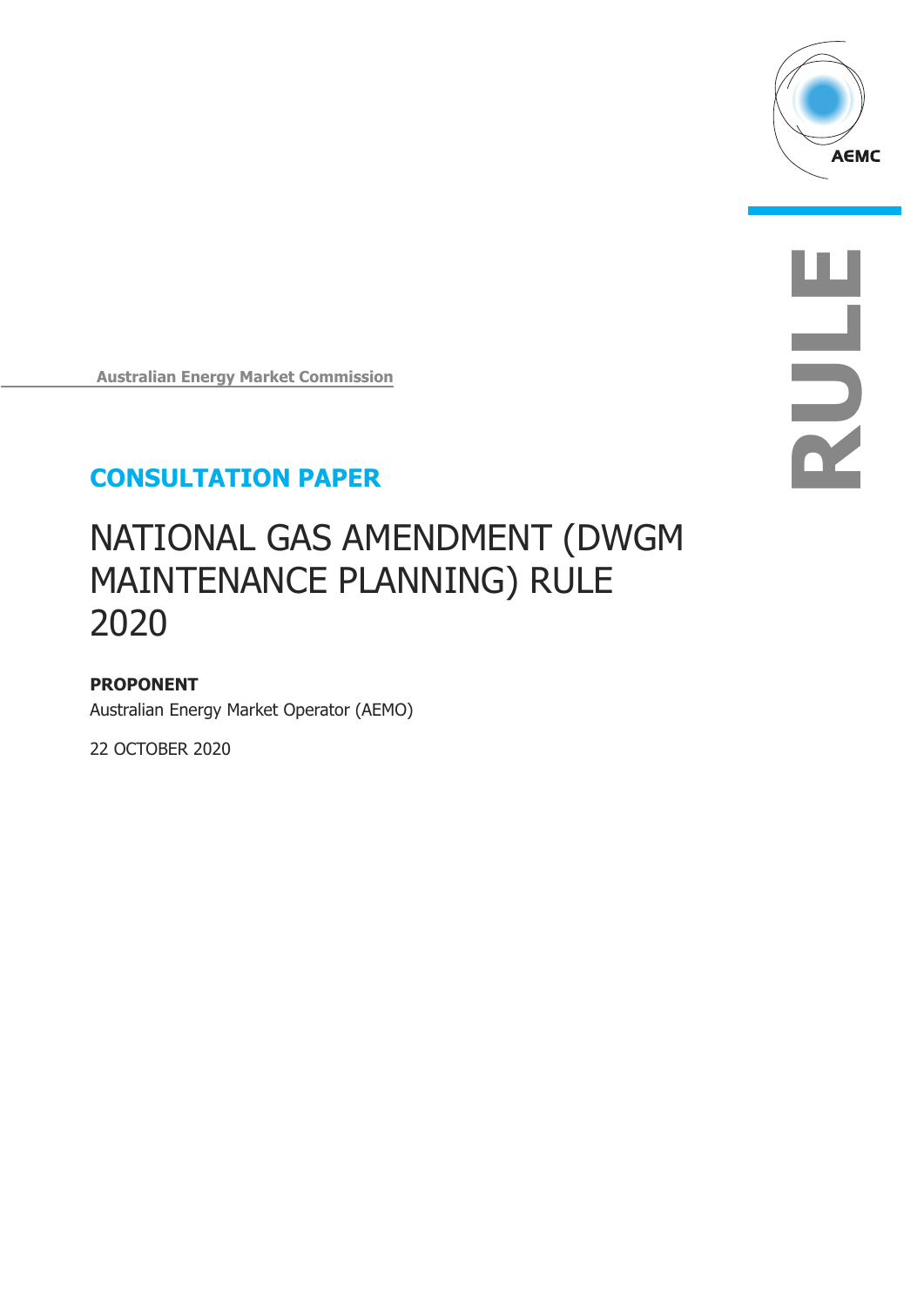AEMC

RULE

Australian Energy Market Commission

## CONSULTATION PAPER

# NATIONAL GAS AMENDMENT (DWGM MAINTENANCE PLANNING) RULE 2020

**PROPONENT**

Australian Energy Market Operator (AEMO)

22 OCTOBER 2020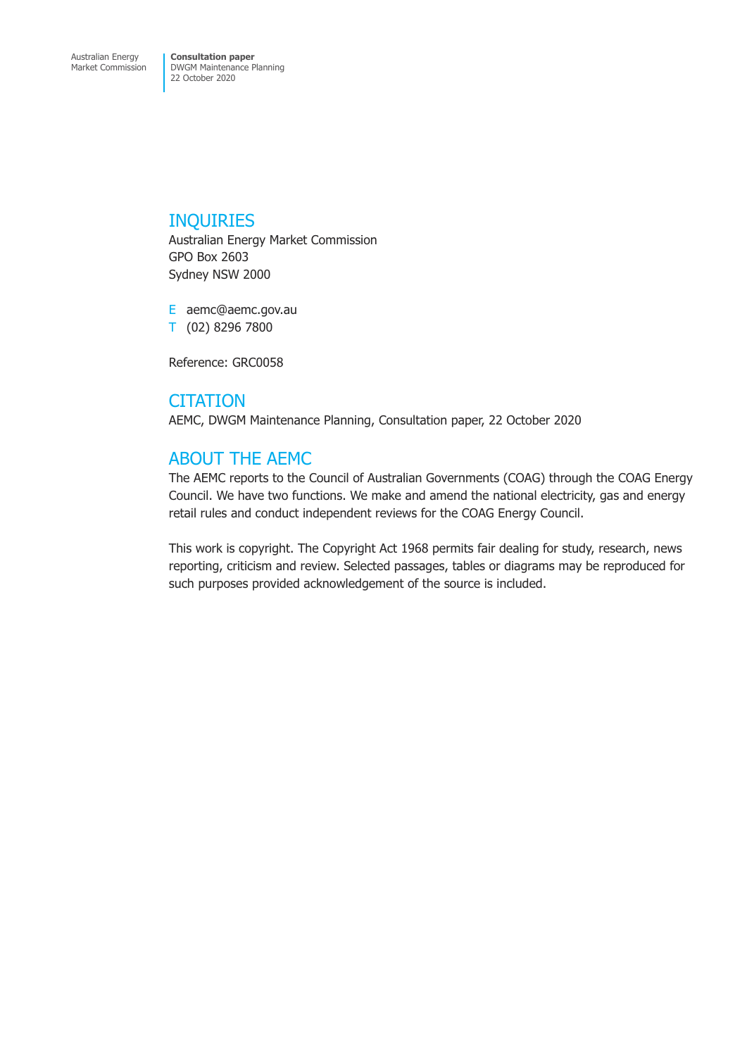## INQUIRIES

Australian Energy Market Commission
GPO Box 2603
Sydney NSW 2000

E aemc@aemc.gov.au
T (02) 8296 7800

Reference: GRC0058

## CITATION

AEMC, DWGM Maintenance Planning, Consultation paper, 22 October 2020

## ABOUT THE AEMC

The AEMC reports to the Council of Australian Governments (COAG) through the COAG Energy Council. We have two functions. We make and amend the national electricity, gas and energy retail rules and conduct independent reviews for the COAG Energy Council.

This work is copyright. The Copyright Act 1968 permits fair dealing for study, research, news reporting, criticism and review. Selected passages, tables or diagrams may be reproduced for such purposes provided acknowledgement of the source is included.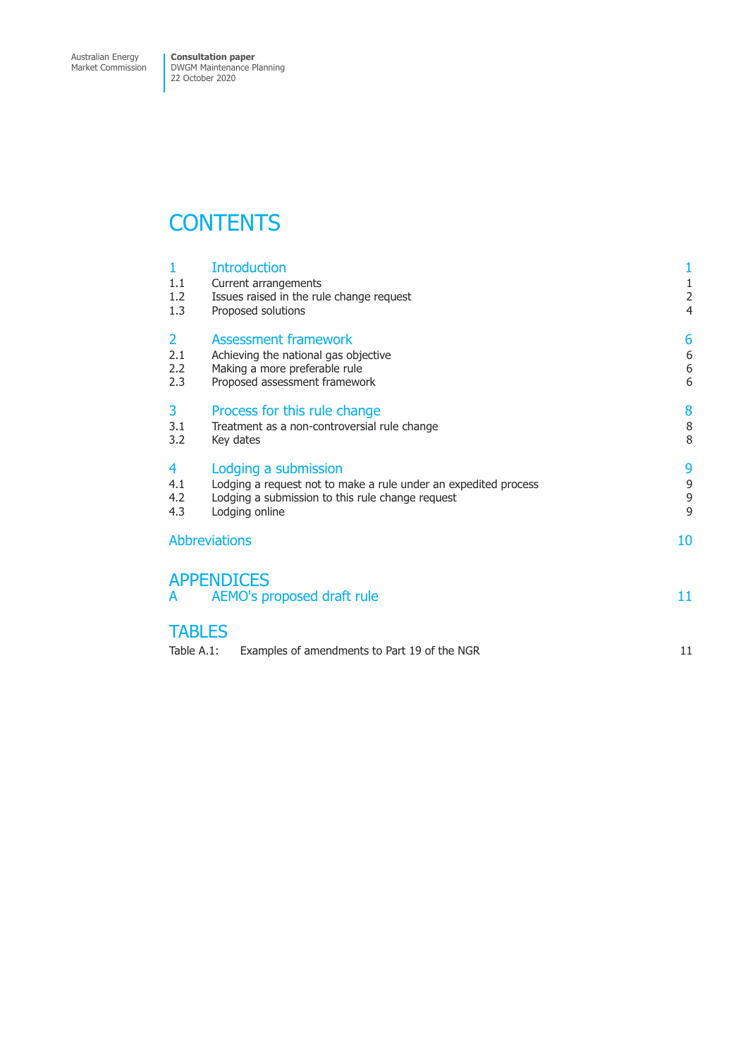# CONTENTS

| | | |
|---|---|---|
| **1** | **Introduction** | **1** |
| 1.1 | Current arrangements | 1 |
| 1.2 | Issues raised in the rule change request | 2 |
| 1.3 | Proposed solutions | 4 |
| **2** | **Assessment framework** | **6** |
| 2.1 | Achieving the national gas objective | 6 |
| 2.2 | Making a more preferable rule | 6 |
| 2.3 | Proposed assessment framework | 6 |
| **3** | **Process for this rule change** | **8** |
| 3.1 | Treatment as a non-controversial rule change | 8 |
| 3.2 | Key dates | 8 |
| **4** | **Lodging a submission** | **9** |
| 4.1 | Lodging a request not to make a rule under an expedited process | 9 |
| 4.2 | Lodging a submission to this rule change request | 9 |
| 4.3 | Lodging online | 9 |
| | **Abbreviations** | **10** |

# APPENDICES

| | | |
|---|---|---|
| **A** | **AEMO's proposed draft rule** | **11** |

# TABLES

| | | |
|---|---|---|
| Table A.1: | Examples of amendments to Part 19 of the NGR | 11 |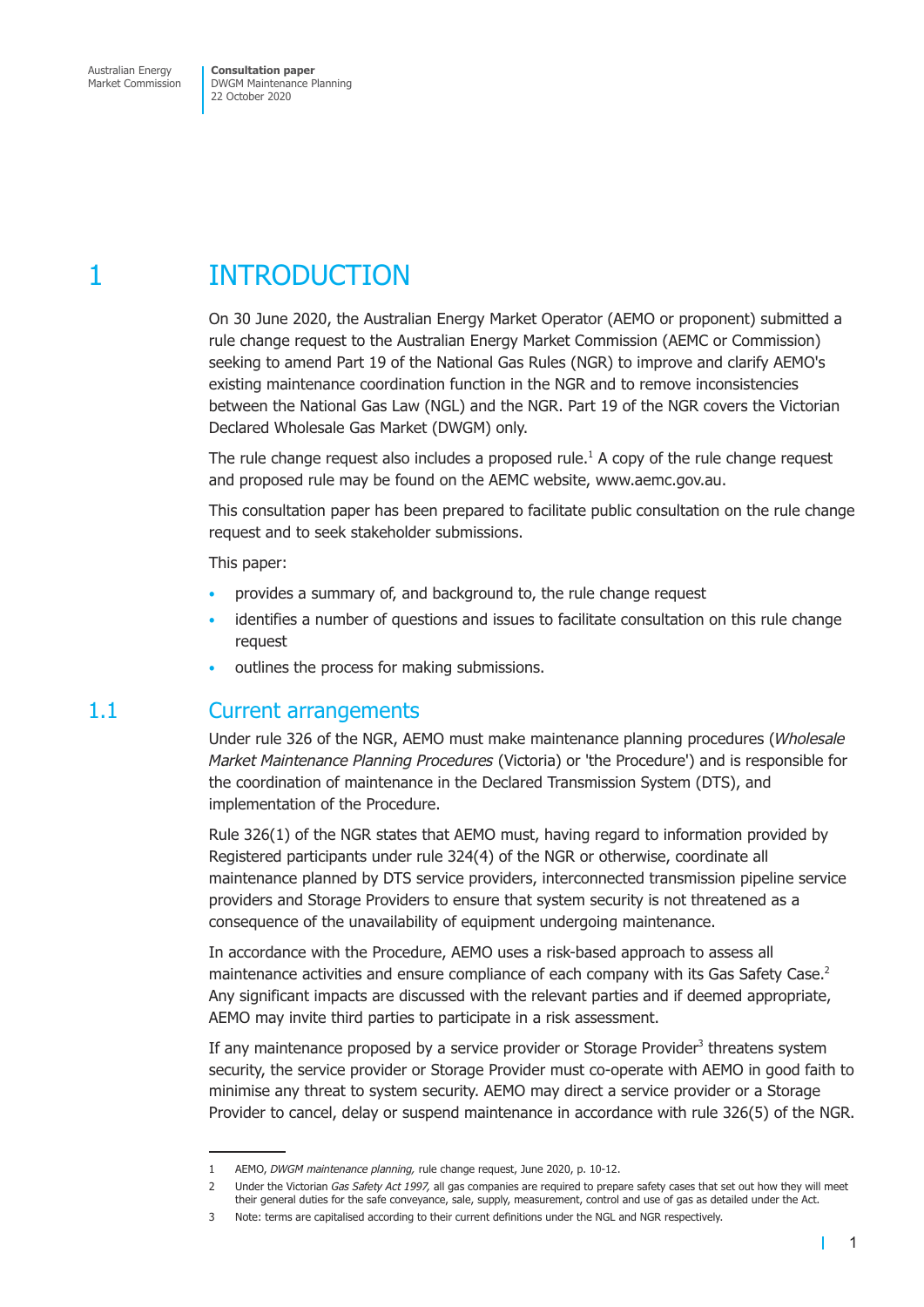# 1 INTRODUCTION

On 30 June 2020, the Australian Energy Market Operator (AEMO or proponent) submitted a rule change request to the Australian Energy Market Commission (AEMC or Commission) seeking to amend Part 19 of the National Gas Rules (NGR) to improve and clarify AEMO's existing maintenance coordination function in the NGR and to remove inconsistencies between the National Gas Law (NGL) and the NGR. Part 19 of the NGR covers the Victorian Declared Wholesale Gas Market (DWGM) only.

The rule change request also includes a proposed rule.[1] A copy of the rule change request and proposed rule may be found on the AEMC website, www.aemc.gov.au.

This consultation paper has been prepared to facilitate public consultation on the rule change request and to seek stakeholder submissions.

This paper:

- provides a summary of, and background to, the rule change request
- identifies a number of questions and issues to facilitate consultation on this rule change request
- outlines the process for making submissions.

## 1.1 Current arrangements

Under rule 326 of the NGR, AEMO must make maintenance planning procedures (*Wholesale Market Maintenance Planning Procedures* (Victoria) or 'the Procedure') and is responsible for the coordination of maintenance in the Declared Transmission System (DTS), and implementation of the Procedure.

Rule 326(1) of the NGR states that AEMO must, having regard to information provided by Registered participants under rule 324(4) of the NGR or otherwise, coordinate all maintenance planned by DTS service providers, interconnected transmission pipeline service providers and Storage Providers to ensure that system security is not threatened as a consequence of the unavailability of equipment undergoing maintenance.

In accordance with the Procedure, AEMO uses a risk-based approach to assess all maintenance activities and ensure compliance of each company with its Gas Safety Case.[2] Any significant impacts are discussed with the relevant parties and if deemed appropriate, AEMO may invite third parties to participate in a risk assessment.

If any maintenance proposed by a service provider or Storage Provider[3] threatens system security, the service provider or Storage Provider must co-operate with AEMO in good faith to minimise any threat to system security. AEMO may direct a service provider or a Storage Provider to cancel, delay or suspend maintenance in accordance with rule 326(5) of the NGR.

---

1 AEMO, *DWGM maintenance planning,* rule change request, June 2020, p. 10-12.

2 Under the Victorian *Gas Safety Act 1997,* all gas companies are required to prepare safety cases that set out how they will meet their general duties for the safe conveyance, sale, supply, measurement, control and use of gas as detailed under the Act.

3 Note: terms are capitalised according to their current definitions under the NGL and NGR respectively.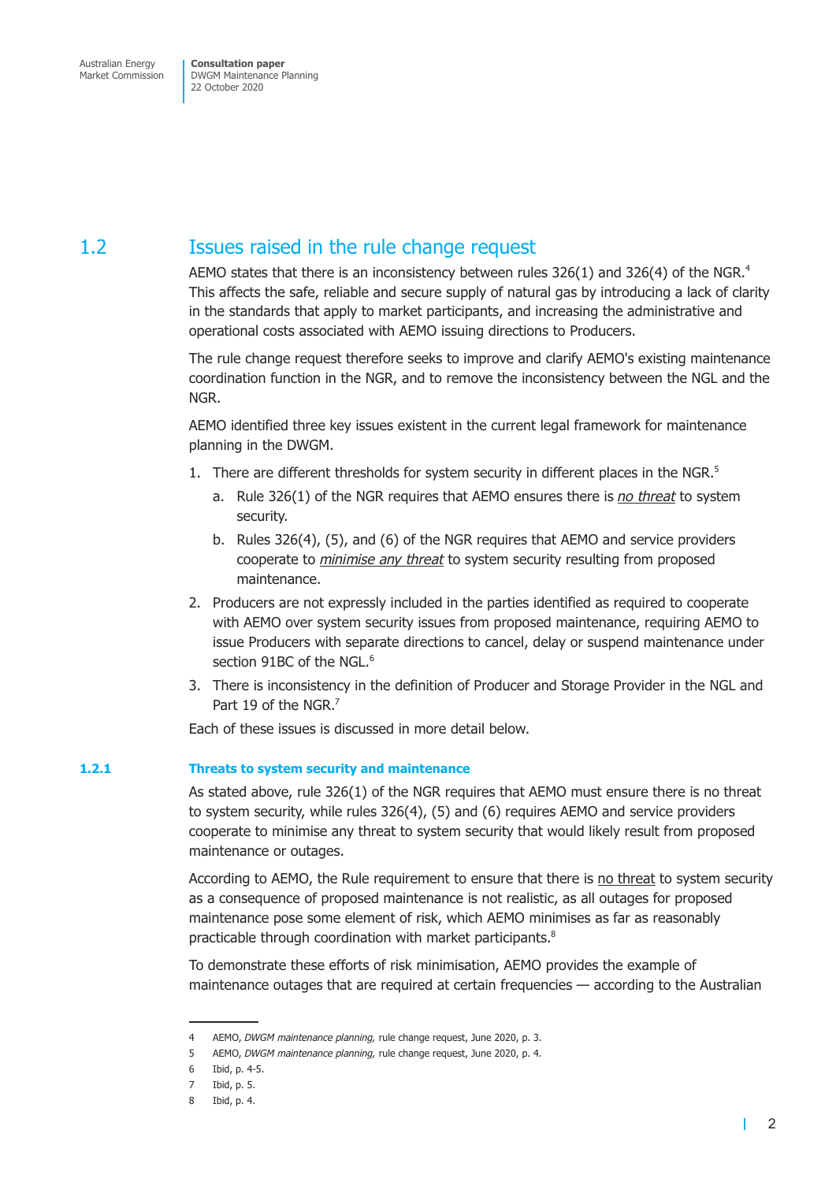## 1.2 Issues raised in the rule change request

AEMO states that there is an inconsistency between rules 326(1) and 326(4) of the NGR.[4] This affects the safe, reliable and secure supply of natural gas by introducing a lack of clarity in the standards that apply to market participants, and increasing the administrative and operational costs associated with AEMO issuing directions to Producers.

The rule change request therefore seeks to improve and clarify AEMO's existing maintenance coordination function in the NGR, and to remove the inconsistency between the NGL and the NGR.

AEMO identified three key issues existent in the current legal framework for maintenance planning in the DWGM.

1. There are different thresholds for system security in different places in the NGR.[5]
    a. Rule 326(1) of the NGR requires that AEMO ensures there is <u>*no threat*</u> to system security.
    b. Rules 326(4), (5), and (6) of the NGR requires that AEMO and service providers cooperate to <u>*minimise any threat*</u> to system security resulting from proposed maintenance.
2. Producers are not expressly included in the parties identified as required to cooperate with AEMO over system security issues from proposed maintenance, requiring AEMO to issue Producers with separate directions to cancel, delay or suspend maintenance under section 91BC of the NGL.[6]
3. There is inconsistency in the definition of Producer and Storage Provider in the NGL and Part 19 of the NGR.[7]

Each of these issues is discussed in more detail below.

### 1.2.1 Threats to system security and maintenance

As stated above, rule 326(1) of the NGR requires that AEMO must ensure there is no threat to system security, while rules 326(4), (5) and (6) requires AEMO and service providers cooperate to minimise any threat to system security that would likely result from proposed maintenance or outages.

According to AEMO, the Rule requirement to ensure that there is <u>no threat</u> to system security as a consequence of proposed maintenance is not realistic, as all outages for proposed maintenance pose some element of risk, which AEMO minimises as far as reasonably practicable through coordination with market participants.[8]

To demonstrate these efforts of risk minimisation, AEMO provides the example of maintenance outages that are required at certain frequencies — according to the Australian

---

4 AEMO, *DWGM maintenance planning,* rule change request, June 2020, p. 3.

5 AEMO, *DWGM maintenance planning,* rule change request, June 2020, p. 4.

6 Ibid, p. 4-5.

7 Ibid, p. 5.

8 Ibid, p. 4.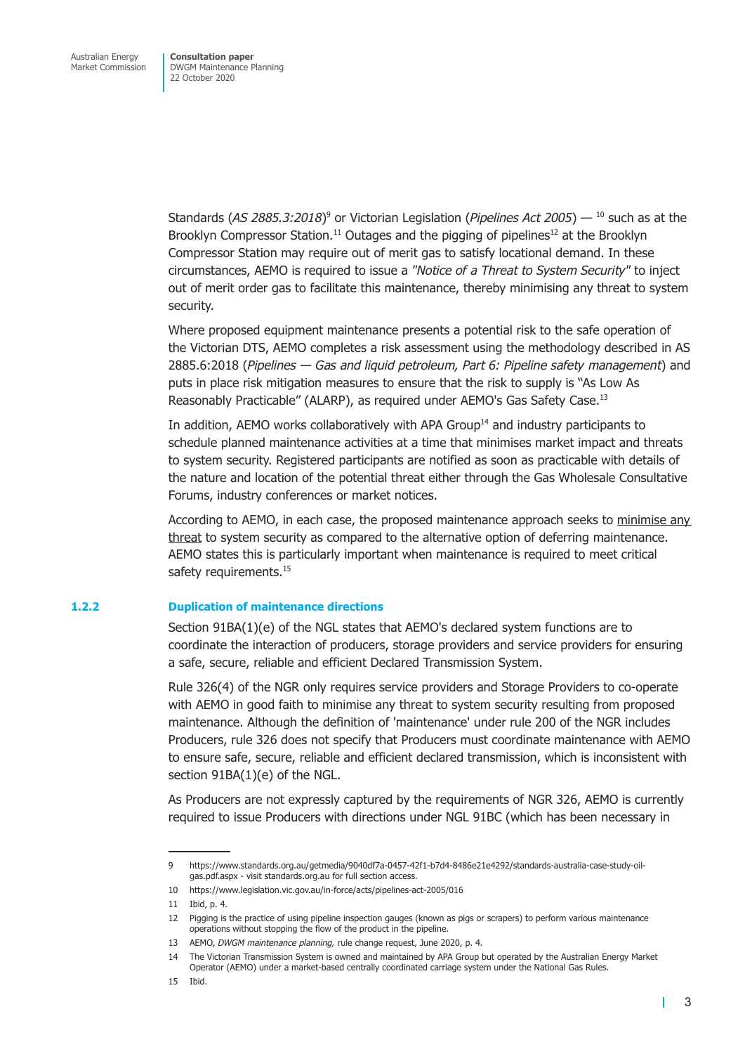Standards (*AS 2885.3:2018*)[9] or Victorian Legislation (*Pipelines Act 2005*) — [10] such as at the Brooklyn Compressor Station.[11] Outages and the pigging of pipelines[12] at the Brooklyn Compressor Station may require out of merit gas to satisfy locational demand. In these circumstances, AEMO is required to issue a *"Notice of a Threat to System Security"* to inject out of merit order gas to facilitate this maintenance, thereby minimising any threat to system security.

Where proposed equipment maintenance presents a potential risk to the safe operation of the Victorian DTS, AEMO completes a risk assessment using the methodology described in AS 2885.6:2018 (*Pipelines — Gas and liquid petroleum, Part 6: Pipeline safety management*) and puts in place risk mitigation measures to ensure that the risk to supply is "As Low As Reasonably Practicable" (ALARP), as required under AEMO's Gas Safety Case.[13]

In addition, AEMO works collaboratively with APA Group[14] and industry participants to schedule planned maintenance activities at a time that minimises market impact and threats to system security. Registered participants are notified as soon as practicable with details of the nature and location of the potential threat either through the Gas Wholesale Consultative Forums, industry conferences or market notices.

According to AEMO, in each case, the proposed maintenance approach seeks to minimise any threat to system security as compared to the alternative option of deferring maintenance. AEMO states this is particularly important when maintenance is required to meet critical safety requirements.[15]

### 1.2.2 Duplication of maintenance directions

Section 91BA(1)(e) of the NGL states that AEMO's declared system functions are to coordinate the interaction of producers, storage providers and service providers for ensuring a safe, secure, reliable and efficient Declared Transmission System.

Rule 326(4) of the NGR only requires service providers and Storage Providers to co-operate with AEMO in good faith to minimise any threat to system security resulting from proposed maintenance. Although the definition of 'maintenance' under rule 200 of the NGR includes Producers, rule 326 does not specify that Producers must coordinate maintenance with AEMO to ensure safe, secure, reliable and efficient declared transmission, which is inconsistent with section 91BA(1)(e) of the NGL.

As Producers are not expressly captured by the requirements of NGR 326, AEMO is currently required to issue Producers with directions under NGL 91BC (which has been necessary in

---

9 https://www.standards.org.au/getmedia/9040df7a-0457-42f1-b7d4-8486e21e4292/standards-australia-case-study-oil-gas.pdf.aspx - visit standards.org.au for full section access.

10 https://www.legislation.vic.gov.au/in-force/acts/pipelines-act-2005/016

11 Ibid, p. 4.

12 Pigging is the practice of using pipeline inspection gauges (known as pigs or scrapers) to perform various maintenance operations without stopping the flow of the product in the pipeline.

13 AEMO, *DWGM maintenance planning,* rule change request, June 2020, p. 4.

14 The Victorian Transmission System is owned and maintained by APA Group but operated by the Australian Energy Market Operator (AEMO) under a market-based centrally coordinated carriage system under the National Gas Rules.

15 Ibid.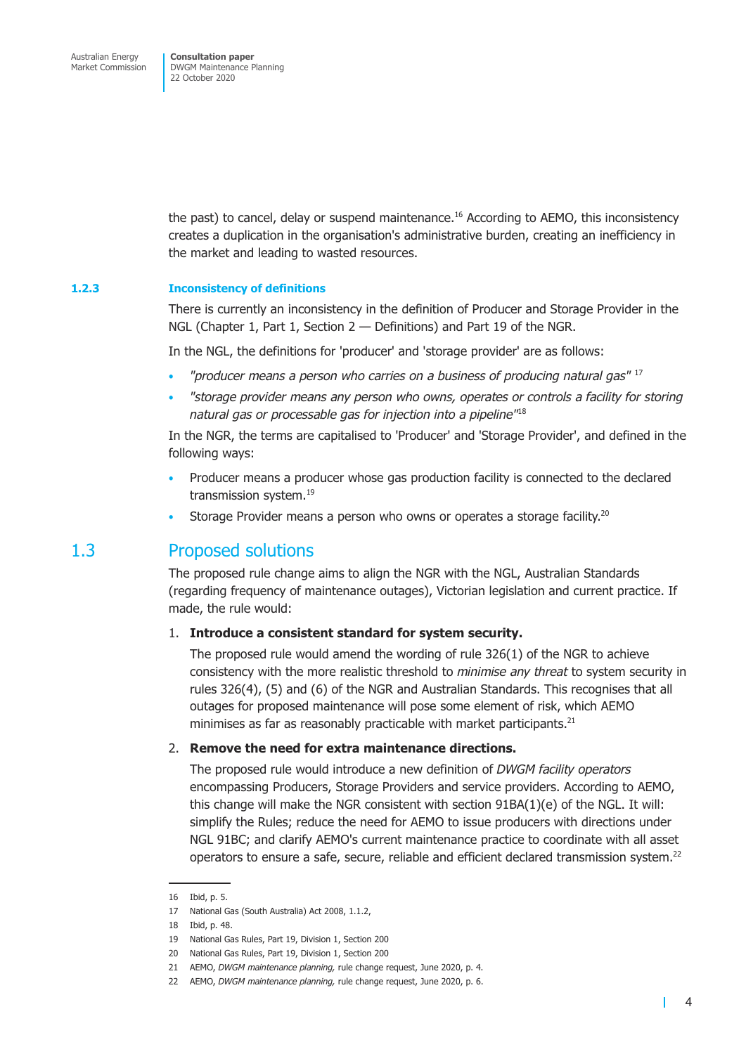the past) to cancel, delay or suspend maintenance.[16] According to AEMO, this inconsistency creates a duplication in the organisation's administrative burden, creating an inefficiency in the market and leading to wasted resources.

### 1.2.3 Inconsistency of definitions

There is currently an inconsistency in the definition of Producer and Storage Provider in the NGL (Chapter 1, Part 1, Section 2 — Definitions) and Part 19 of the NGR.

In the NGL, the definitions for 'producer' and 'storage provider' are as follows:

- *"producer means a person who carries on a business of producing natural gas"* [17]
- *"storage provider means any person who owns, operates or controls a facility for storing natural gas or processable gas for injection into a pipeline"*[18]

In the NGR, the terms are capitalised to 'Producer' and 'Storage Provider', and defined in the following ways:

- Producer means a producer whose gas production facility is connected to the declared transmission system.[19]
- Storage Provider means a person who owns or operates a storage facility.[20]

## 1.3 Proposed solutions

The proposed rule change aims to align the NGR with the NGL, Australian Standards (regarding frequency of maintenance outages), Victorian legislation and current practice. If made, the rule would:

1. **Introduce a consistent standard for system security.**

   The proposed rule would amend the wording of rule 326(1) of the NGR to achieve consistency with the more realistic threshold to *minimise any threat* to system security in rules 326(4), (5) and (6) of the NGR and Australian Standards. This recognises that all outages for proposed maintenance will pose some element of risk, which AEMO minimises as far as reasonably practicable with market participants.[21]

2. **Remove the need for extra maintenance directions.**

   The proposed rule would introduce a new definition of *DWGM facility operators* encompassing Producers, Storage Providers and service providers. According to AEMO, this change will make the NGR consistent with section 91BA(1)(e) of the NGL. It will: simplify the Rules; reduce the need for AEMO to issue producers with directions under NGL 91BC; and clarify AEMO's current maintenance practice to coordinate with all asset operators to ensure a safe, secure, reliable and efficient declared transmission system.[22]

---

16 Ibid, p. 5.

17 National Gas (South Australia) Act 2008, 1.1.2,

18 Ibid, p. 48.

19 National Gas Rules, Part 19, Division 1, Section 200

20 National Gas Rules, Part 19, Division 1, Section 200

21 AEMO, *DWGM maintenance planning,* rule change request, June 2020, p. 4.

22 AEMO, *DWGM maintenance planning,* rule change request, June 2020, p. 6.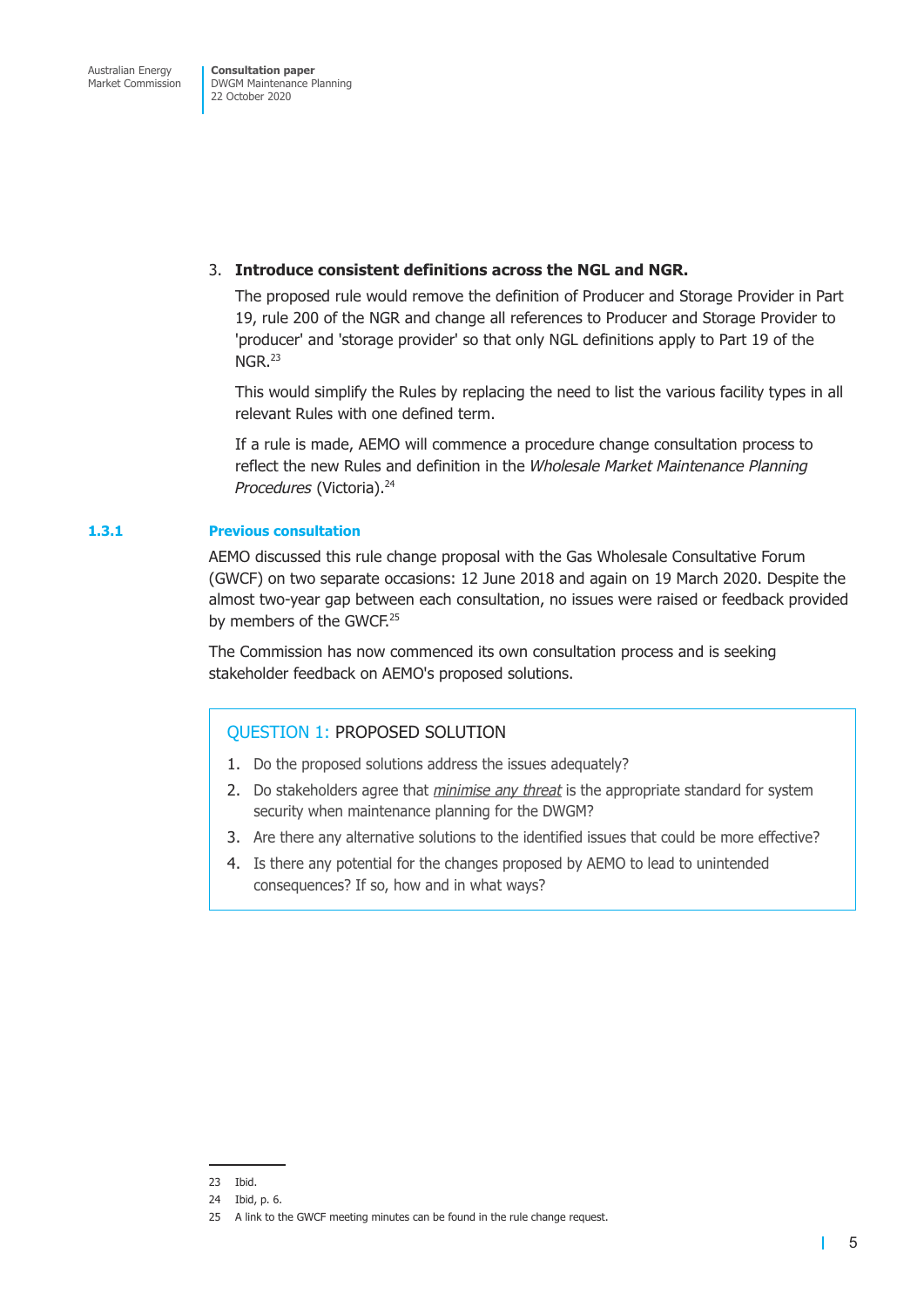3. **Introduce consistent definitions across the NGL and NGR.**

   The proposed rule would remove the definition of Producer and Storage Provider in Part 19, rule 200 of the NGR and change all references to Producer and Storage Provider to 'producer' and 'storage provider' so that only NGL definitions apply to Part 19 of the NGR.[23]

   This would simplify the Rules by replacing the need to list the various facility types in all relevant Rules with one defined term.

   If a rule is made, AEMO will commence a procedure change consultation process to reflect the new Rules and definition in the *Wholesale Market Maintenance Planning Procedures* (Victoria).[24]

### 1.3.1 Previous consultation

AEMO discussed this rule change proposal with the Gas Wholesale Consultative Forum (GWCF) on two separate occasions: 12 June 2018 and again on 19 March 2020. Despite the almost two-year gap between each consultation, no issues were raised or feedback provided by members of the GWCF.[25]

The Commission has now commenced its own consultation process and is seeking stakeholder feedback on AEMO's proposed solutions.

> **QUESTION 1: PROPOSED SOLUTION**
>
> 1. Do the proposed solutions address the issues adequately?
> 2. Do stakeholders agree that *minimise any threat* is the appropriate standard for system security when maintenance planning for the DWGM?
> 3. Are there any alternative solutions to the identified issues that could be more effective?
> 4. Is there any potential for the changes proposed by AEMO to lead to unintended consequences? If so, how and in what ways?

---

23 Ibid.

24 Ibid, p. 6.

25 A link to the GWCF meeting minutes can be found in the rule change request.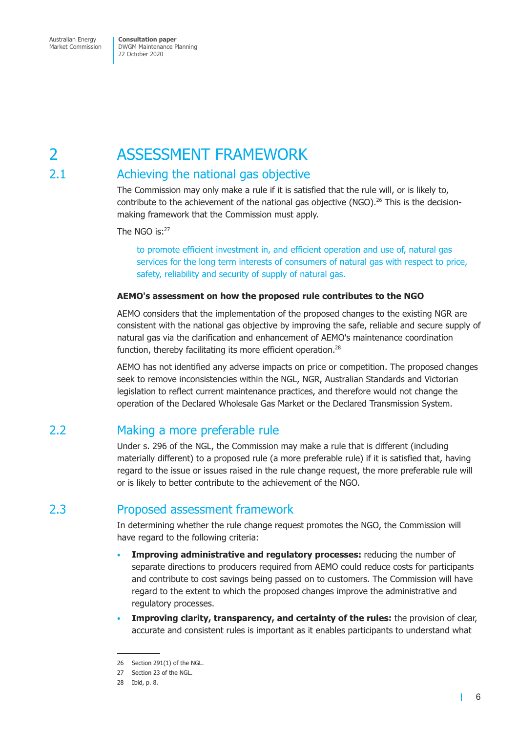# 2 ASSESSMENT FRAMEWORK

## 2.1 Achieving the national gas objective

The Commission may only make a rule if it is satisfied that the rule will, or is likely to, contribute to the achievement of the national gas objective (NGO).[26] This is the decision-making framework that the Commission must apply.

The NGO is:[27]

> to promote efficient investment in, and efficient operation and use of, natural gas services for the long term interests of consumers of natural gas with respect to price, safety, reliability and security of supply of natural gas.

**AEMO's assessment on how the proposed rule contributes to the NGO**

AEMO considers that the implementation of the proposed changes to the existing NGR are consistent with the national gas objective by improving the safe, reliable and secure supply of natural gas via the clarification and enhancement of AEMO's maintenance coordination function, thereby facilitating its more efficient operation.[28]

AEMO has not identified any adverse impacts on price or competition. The proposed changes seek to remove inconsistencies within the NGL, NGR, Australian Standards and Victorian legislation to reflect current maintenance practices, and therefore would not change the operation of the Declared Wholesale Gas Market or the Declared Transmission System.

## 2.2 Making a more preferable rule

Under s. 296 of the NGL, the Commission may make a rule that is different (including materially different) to a proposed rule (a more preferable rule) if it is satisfied that, having regard to the issue or issues raised in the rule change request, the more preferable rule will or is likely to better contribute to the achievement of the NGO.

## 2.3 Proposed assessment framework

In determining whether the rule change request promotes the NGO, the Commission will have regard to the following criteria:

- **Improving administrative and regulatory processes:** reducing the number of separate directions to producers required from AEMO could reduce costs for participants and contribute to cost savings being passed on to customers. The Commission will have regard to the extent to which the proposed changes improve the administrative and regulatory processes.
- **Improving clarity, transparency, and certainty of the rules:** the provision of clear, accurate and consistent rules is important as it enables participants to understand what

---

26 Section 291(1) of the NGL.

27 Section 23 of the NGL.

28 Ibid, p. 8.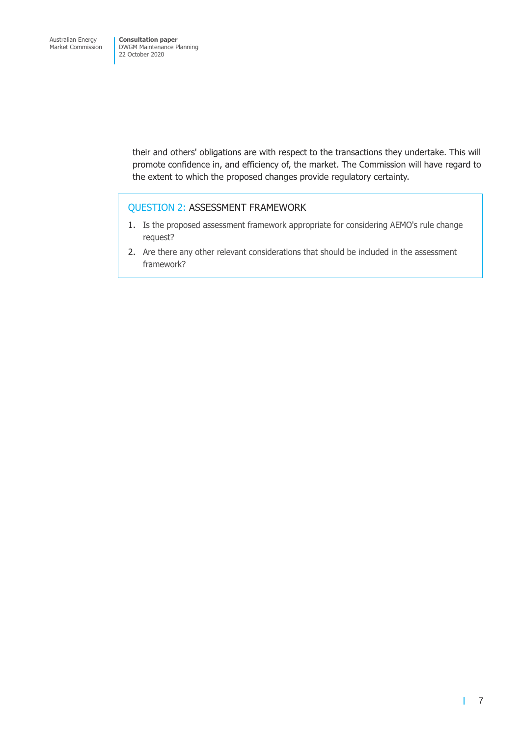their and others' obligations are with respect to the transactions they undertake. This will promote confidence in, and efficiency of, the market. The Commission will have regard to the extent to which the proposed changes provide regulatory certainty.

### QUESTION 2: ASSESSMENT FRAMEWORK

1. Is the proposed assessment framework appropriate for considering AEMO's rule change request?
2. Are there any other relevant considerations that should be included in the assessment framework?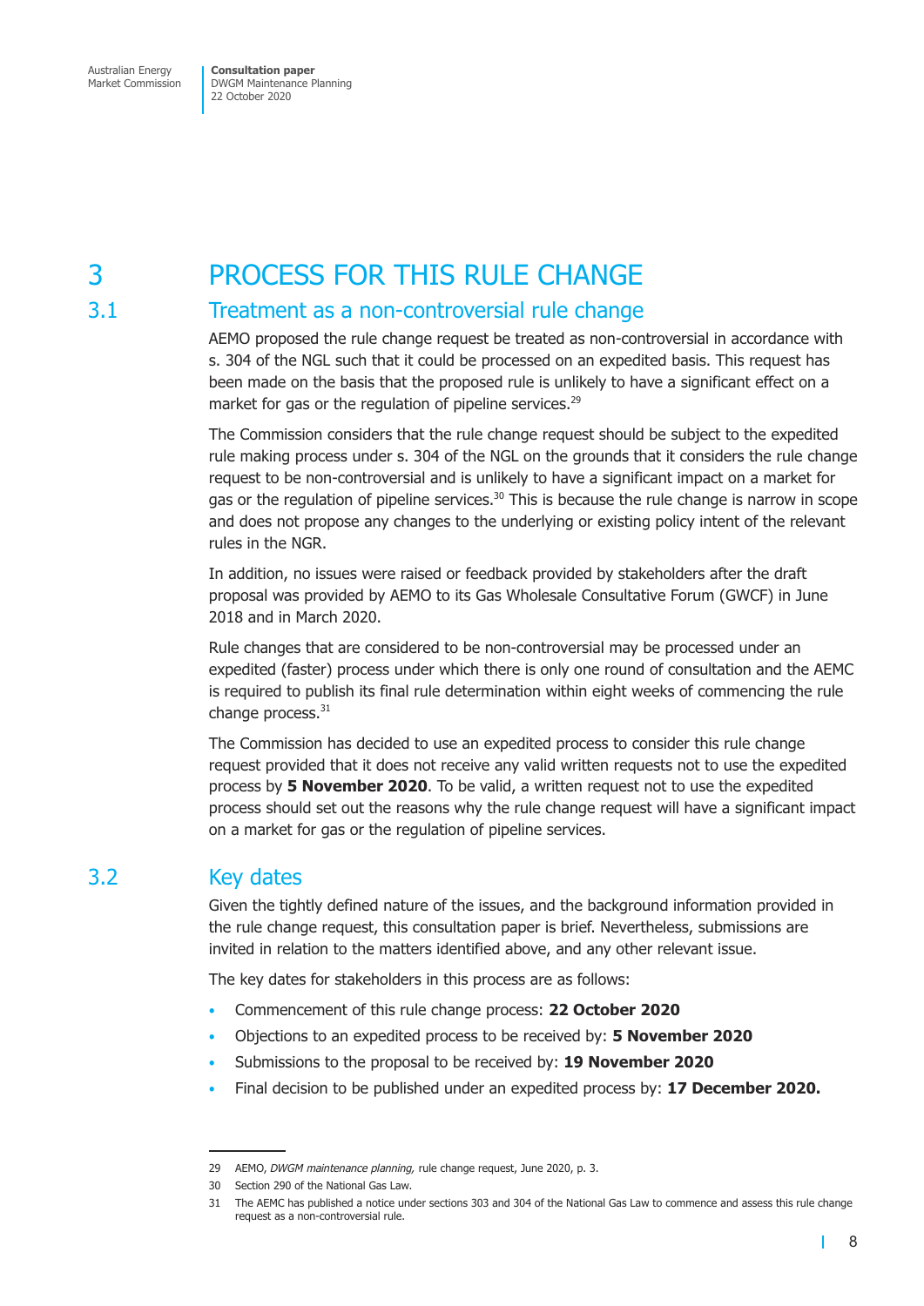# 3 PROCESS FOR THIS RULE CHANGE

## 3.1 Treatment as a non-controversial rule change

AEMO proposed the rule change request be treated as non-controversial in accordance with s. 304 of the NGL such that it could be processed on an expedited basis. This request has been made on the basis that the proposed rule is unlikely to have a significant effect on a market for gas or the regulation of pipeline services.[29]

The Commission considers that the rule change request should be subject to the expedited rule making process under s. 304 of the NGL on the grounds that it considers the rule change request to be non-controversial and is unlikely to have a significant impact on a market for gas or the regulation of pipeline services.[30] This is because the rule change is narrow in scope and does not propose any changes to the underlying or existing policy intent of the relevant rules in the NGR.

In addition, no issues were raised or feedback provided by stakeholders after the draft proposal was provided by AEMO to its Gas Wholesale Consultative Forum (GWCF) in June 2018 and in March 2020.

Rule changes that are considered to be non-controversial may be processed under an expedited (faster) process under which there is only one round of consultation and the AEMC is required to publish its final rule determination within eight weeks of commencing the rule change process.[31]

The Commission has decided to use an expedited process to consider this rule change request provided that it does not receive any valid written requests not to use the expedited process by **5 November 2020**. To be valid, a written request not to use the expedited process should set out the reasons why the rule change request will have a significant impact on a market for gas or the regulation of pipeline services.

## 3.2 Key dates

Given the tightly defined nature of the issues, and the background information provided in the rule change request, this consultation paper is brief. Nevertheless, submissions are invited in relation to the matters identified above, and any other relevant issue.

The key dates for stakeholders in this process are as follows:

- Commencement of this rule change process: **22 October 2020**
- Objections to an expedited process to be received by: **5 November 2020**
- Submissions to the proposal to be received by: **19 November 2020**
- Final decision to be published under an expedited process by: **17 December 2020.**

---

29 AEMO, *DWGM maintenance planning,* rule change request, June 2020, p. 3.

30 Section 290 of the National Gas Law.

31 The AEMC has published a notice under sections 303 and 304 of the National Gas Law to commence and assess this rule change request as a non-controversial rule.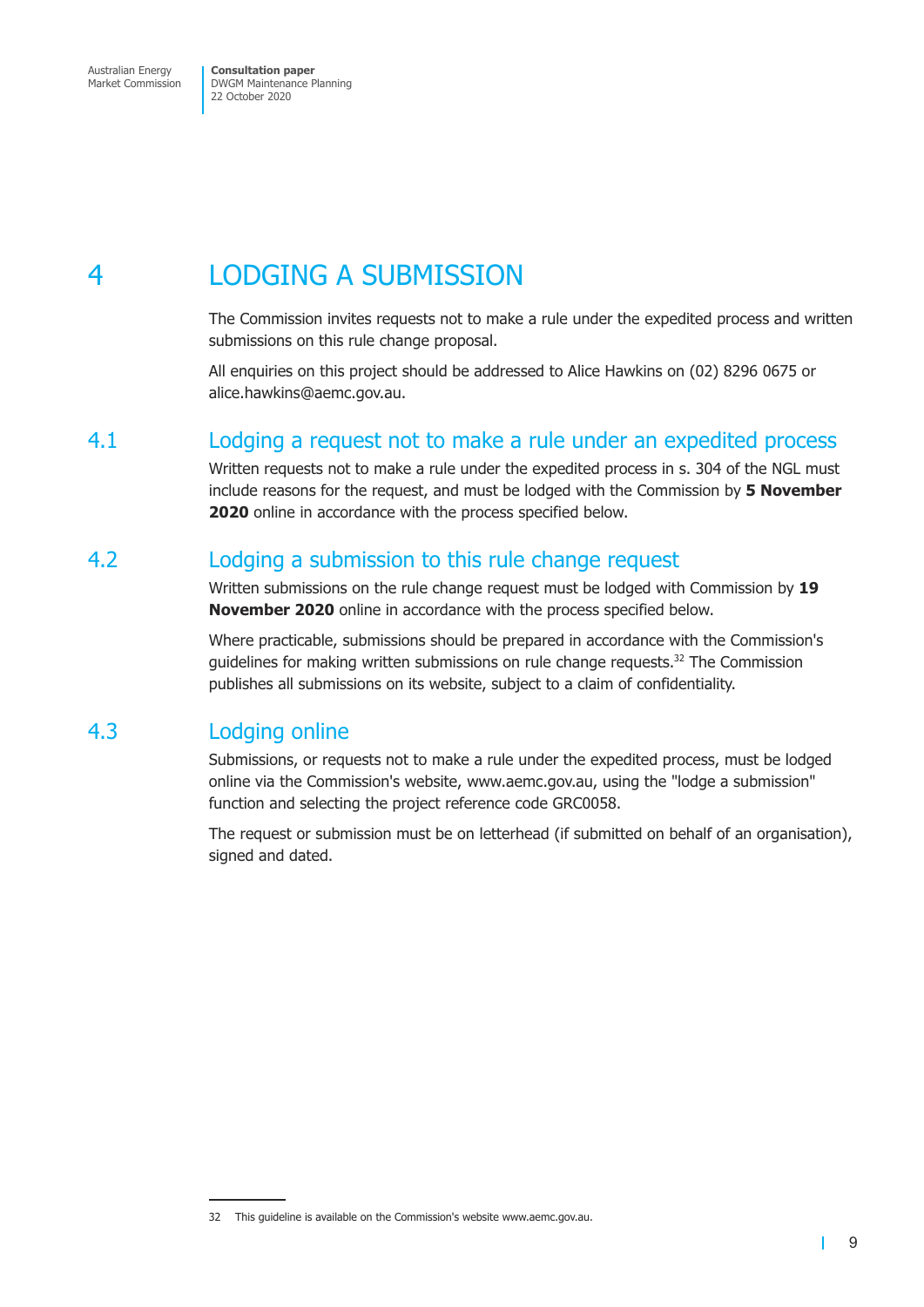# 4 LODGING A SUBMISSION

The Commission invites requests not to make a rule under the expedited process and written submissions on this rule change proposal.

All enquiries on this project should be addressed to Alice Hawkins on (02) 8296 0675 or alice.hawkins@aemc.gov.au.

## 4.1 Lodging a request not to make a rule under an expedited process

Written requests not to make a rule under the expedited process in s. 304 of the NGL must include reasons for the request, and must be lodged with the Commission by **5 November 2020** online in accordance with the process specified below.

## 4.2 Lodging a submission to this rule change request

Written submissions on the rule change request must be lodged with Commission by **19 November 2020** online in accordance with the process specified below.

Where practicable, submissions should be prepared in accordance with the Commission's guidelines for making written submissions on rule change requests.[32] The Commission publishes all submissions on its website, subject to a claim of confidentiality.

## 4.3 Lodging online

Submissions, or requests not to make a rule under the expedited process, must be lodged online via the Commission's website, www.aemc.gov.au, using the "lodge a submission" function and selecting the project reference code GRC0058.

The request or submission must be on letterhead (if submitted on behalf of an organisation), signed and dated.

---

32 This guideline is available on the Commission's website www.aemc.gov.au.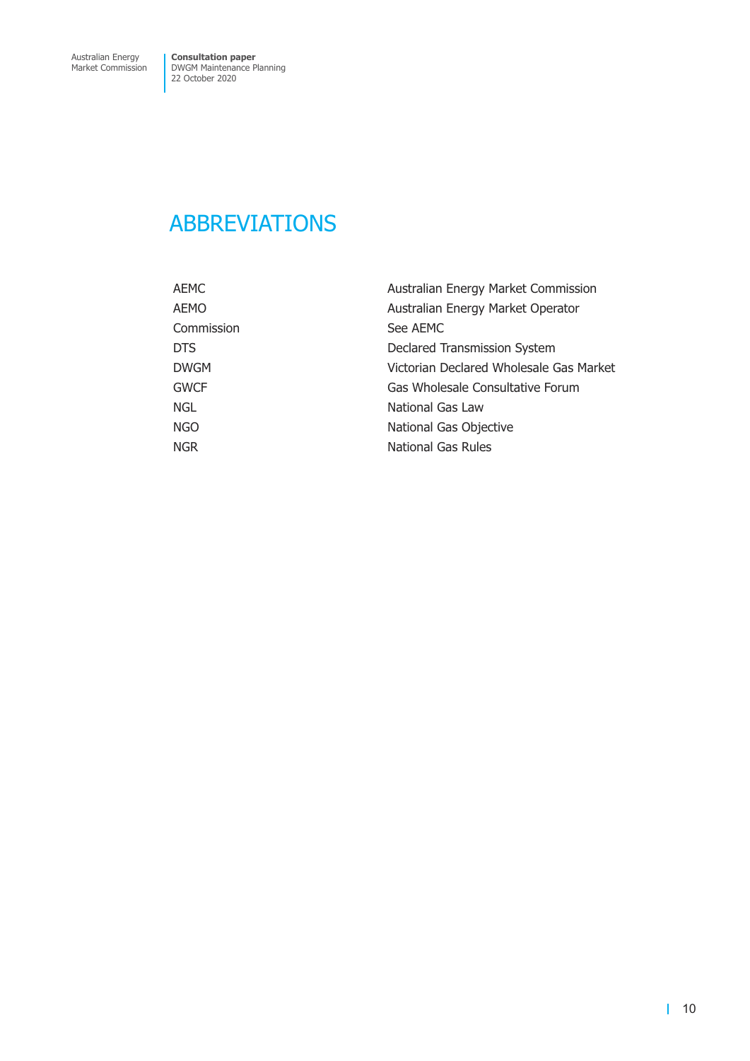# ABBREVIATIONS

| | |
|---|---|
| AEMC | Australian Energy Market Commission |
| AEMO | Australian Energy Market Operator |
| Commission | See AEMC |
| DTS | Declared Transmission System |
| DWGM | Victorian Declared Wholesale Gas Market |
| GWCF | Gas Wholesale Consultative Forum |
| NGL | National Gas Law |
| NGO | National Gas Objective |
| NGR | National Gas Rules |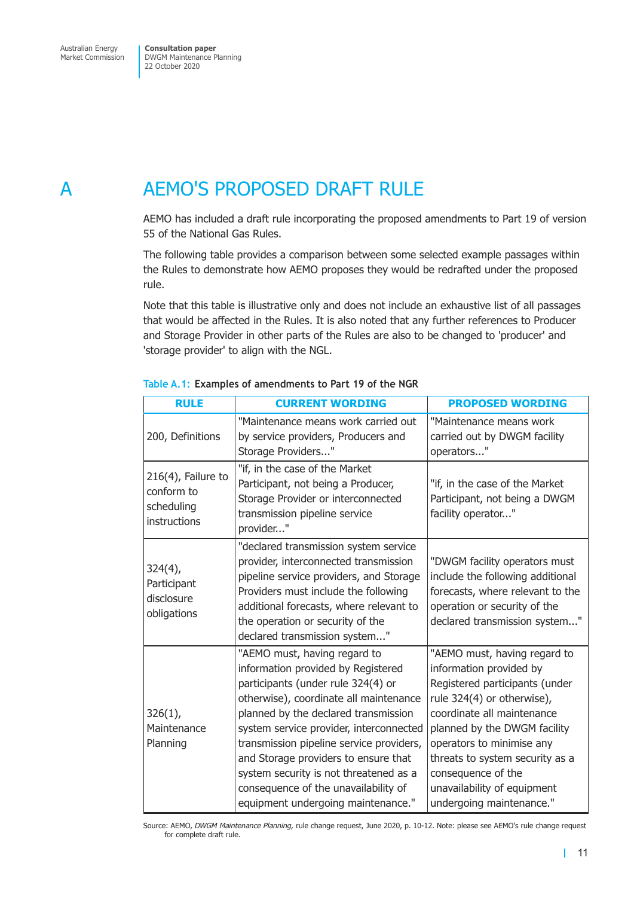# A AEMO'S PROPOSED DRAFT RULE

AEMO has included a draft rule incorporating the proposed amendments to Part 19 of version 55 of the National Gas Rules.

The following table provides a comparison between some selected example passages within the Rules to demonstrate how AEMO proposes they would be redrafted under the proposed rule.

Note that this table is illustrative only and does not include an exhaustive list of all passages that would be affected in the Rules. It is also noted that any further references to Producer and Storage Provider in other parts of the Rules are also to be changed to 'producer' and 'storage provider' to align with the NGL.

Table A.1: **Examples of amendments to Part 19 of the NGR**

| RULE | CURRENT WORDING | PROPOSED WORDING |
|---|---|---|
| 200, Definitions | "Maintenance means work carried out by service providers, Producers and Storage Providers..." | "Maintenance means work carried out by DWGM facility operators..." |
| 216(4), Failure to conform to scheduling instructions | "if, in the case of the Market Participant, not being a Producer, Storage Provider or interconnected transmission pipeline service provider..." | "if, in the case of the Market Participant, not being a DWGM facility operator..." |
| 324(4), Participant disclosure obligations | "declared transmission system service provider, interconnected transmission pipeline service providers, and Storage Providers must include the following additional forecasts, where relevant to the operation or security of the declared transmission system..." | "DWGM facility operators must include the following additional forecasts, where relevant to the operation or security of the declared transmission system..." |
| 326(1), Maintenance Planning | "AEMO must, having regard to information provided by Registered participants (under rule 324(4) or otherwise), coordinate all maintenance planned by the declared transmission system service provider, interconnected transmission pipeline service providers, and Storage providers to ensure that system security is not threatened as a consequence of the unavailability of equipment undergoing maintenance." | "AEMO must, having regard to information provided by Registered participants (under rule 324(4) or otherwise), coordinate all maintenance planned by the DWGM facility operators to minimise any threats to system security as a consequence of the unavailability of equipment undergoing maintenance." |

Source: AEMO, *DWGM Maintenance Planning,* rule change request, June 2020, p. 10-12. Note: please see AEMO's rule change request for complete draft rule.